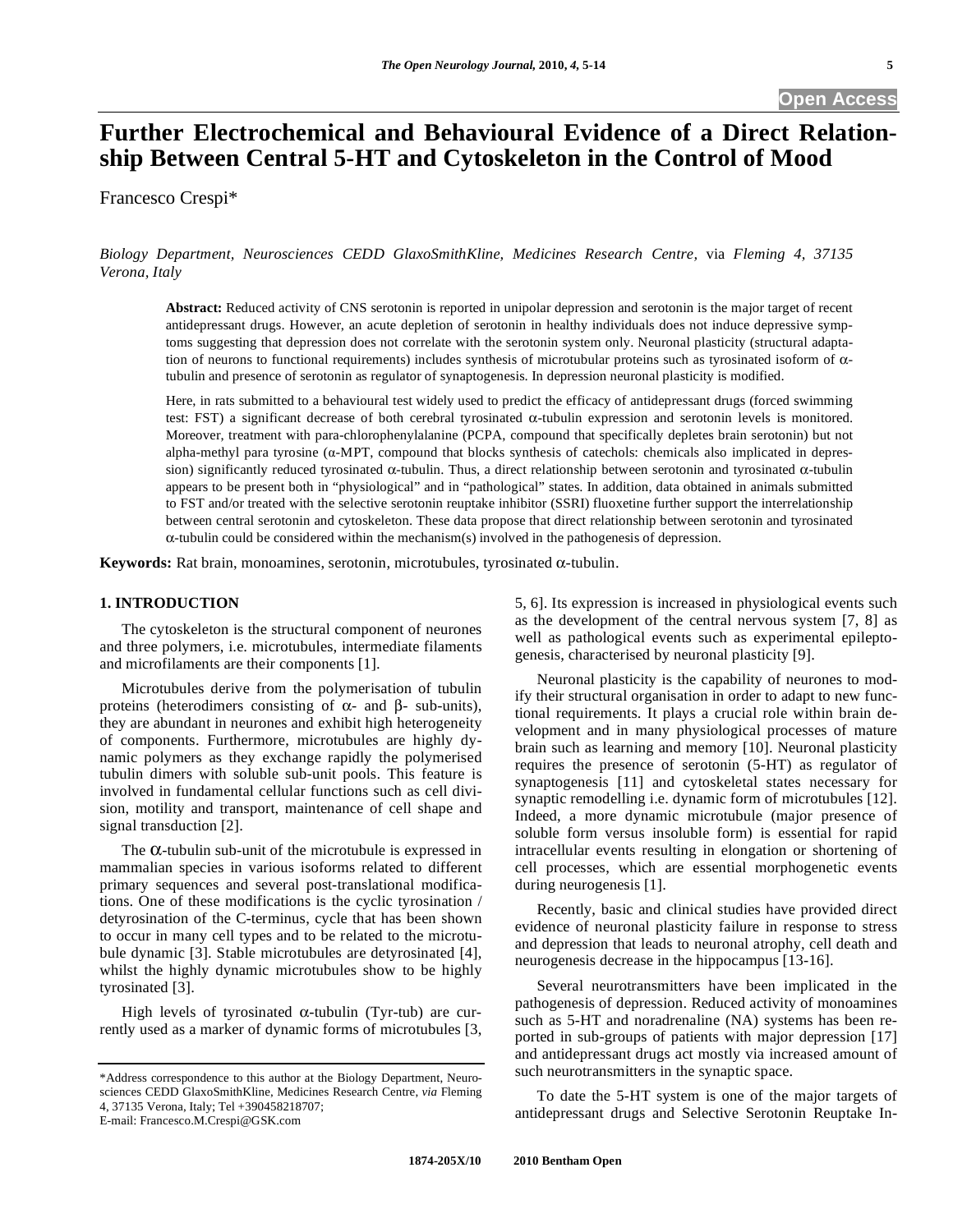# Further Electrochemical and Behavioural Evidence of a Direct Relationship Between Central 5-HT and Cytoskeleton in the Control of Mood

Francesco Crespi*

*Biology Department, Neurosciences CEDD GlaxoSmithKline, Medicines Research Centre,* via *Fleming 4, 37135 Verona, Italy*

**Abstract:** Reduced activity of CNS serotonin is reported in unipolar depression and serotonin is the major target of recent antidepressant drugs. However, an acute depletion of serotonin in healthy individuals does not induce depressive symptoms suggesting that depression does not correlate with the serotonin system only. Neuronal plasticity (structural adaptation of neurons to functional requirements) includes synthesis of microtubular proteins such as tyrosinated isoform of $\alpha$-tubulin and presence of serotonin as regulator of synaptogenesis. In depression neuronal plasticity is modified.

Here, in rats submitted to a behavioural test widely used to predict the efficacy of antidepressant drugs (forced swimming test: FST) a significant decrease of both cerebral tyrosinated $\alpha$-tubulin expression and serotonin levels is monitored. Moreover, treatment with para-chlorophenylalanine (PCPA, compound that specifically depletes brain serotonin) but not alpha-methyl para tyrosine ($\alpha$-MPT, compound that blocks synthesis of catechols: chemicals also implicated in depression) significantly reduced tyrosinated $\alpha$-tubulin. Thus, a direct relationship between serotonin and tyrosinated $\alpha$-tubulin appears to be present both in "physiological" and in "pathological" states. In addition, data obtained in animals submitted to FST and/or treated with the selective serotonin reuptake inhibitor (SSRI) fluoxetine further support the interrelationship between central serotonin and cytoskeleton. These data propose that direct relationship between serotonin and tyrosinated $\alpha$-tubulin could be considered within the mechanism(s) involved in the pathogenesis of depression.

**Keywords:** Rat brain, monoamines, serotonin, microtubules, tyrosinated $\alpha$-tubulin.

## 1. INTRODUCTION

The cytoskeleton is the structural component of neurones and three polymers, i.e. microtubules, intermediate filaments and microfilaments are their components [1].

Microtubules derive from the polymerisation of tubulin proteins (heterodimers consisting of $\alpha$- and $\beta$- sub-units), they are abundant in neurones and exhibit high heterogeneity of components. Furthermore, microtubules are highly dynamic polymers as they exchange rapidly the polymerised tubulin dimers with soluble sub-unit pools. This feature is involved in fundamental cellular functions such as cell division, motility and transport, maintenance of cell shape and signal transduction [2].

The $\alpha$-tubulin sub-unit of the microtubule is expressed in mammalian species in various isoforms related to different primary sequences and several post-translational modifications. One of these modifications is the cyclic tyrosination / detyrosination of the C-terminus, cycle that has been shown to occur in many cell types and to be related to the microtubule dynamic [3]. Stable microtubules are detyrosinated [4], whilst the highly dynamic microtubules show to be highly tyrosinated [3].

High levels of tyrosinated $\alpha$-tubulin (Tyr-tub) are currently used as a marker of dynamic forms of microtubules [3, 5, 6]. Its expression is increased in physiological events such as the development of the central nervous system [7, 8] as well as pathological events such as experimental epileptogenesis, characterised by neuronal plasticity [9].

Neuronal plasticity is the capability of neurones to modify their structural organisation in order to adapt to new functional requirements. It plays a crucial role within brain development and in many physiological processes of mature brain such as learning and memory [10]. Neuronal plasticity requires the presence of serotonin (5-HT) as regulator of synaptogenesis [11] and cytoskeletal states necessary for synaptic remodelling i.e. dynamic form of microtubules [12]. Indeed, a more dynamic microtubule (major presence of soluble form versus insoluble form) is essential for rapid intracellular events resulting in elongation or shortening of cell processes, which are essential morphogenetic events during neurogenesis [1].

Recently, basic and clinical studies have provided direct evidence of neuronal plasticity failure in response to stress and depression that leads to neuronal atrophy, cell death and neurogenesis decrease in the hippocampus [13-16].

Several neurotransmitters have been implicated in the pathogenesis of depression. Reduced activity of monoamines such as 5-HT and noradrenaline (NA) systems has been reported in sub-groups of patients with major depression [17] and antidepressant drugs act mostly via increased amount of such neurotransmitters in the synaptic space.

To date the 5-HT system is one of the major targets of antidepressant drugs and Selective Serotonin Reuptake In-

*Address correspondence to this author at the Biology Department, Neurosciences CEDD GlaxoSmithKline, Medicines Research Centre, *via* Fleming 4, 37135 Verona, Italy; Tel +390458218707; E-mail: Francesco.M.Crespi@GSK.com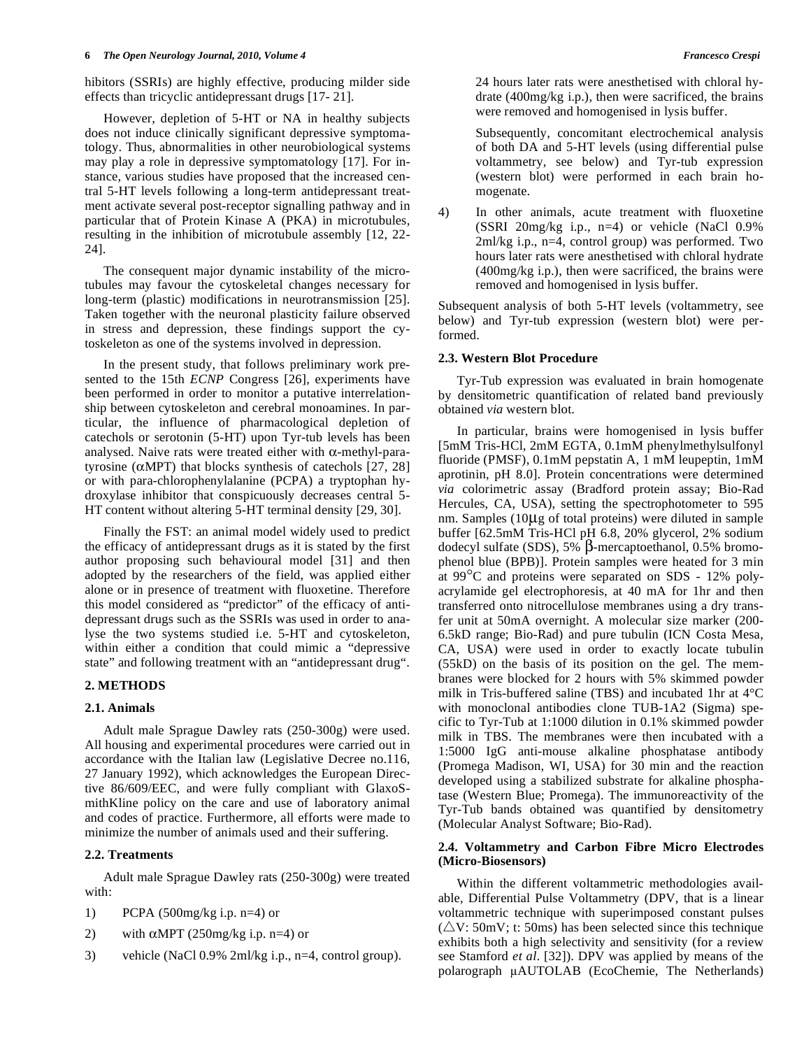hibitors (SSRIs) are highly effective, producing milder side effects than tricyclic antidepressant drugs [17- 21].

However, depletion of 5-HT or NA in healthy subjects does not induce clinically significant depressive symptomatology. Thus, abnormalities in other neurobiological systems may play a role in depressive symptomatology [17]. For instance, various studies have proposed that the increased central 5-HT levels following a long-term antidepressant treatment activate several post-receptor signalling pathway and in particular that of Protein Kinase A (PKA) in microtubules, resulting in the inhibition of microtubule assembly [12, 22-24].

The consequent major dynamic instability of the microtubules may favour the cytoskeletal changes necessary for long-term (plastic) modifications in neurotransmission [25]. Taken together with the neuronal plasticity failure observed in stress and depression, these findings support the cytoskeleton as one of the systems involved in depression.

In the present study, that follows preliminary work presented to the 15th *ECNP* Congress [26], experiments have been performed in order to monitor a putative interrelationship between cytoskeleton and cerebral monoamines. In particular, the influence of pharmacological depletion of catechols or serotonin (5-HT) upon Tyr-tub levels has been analysed. Naive rats were treated either with α-methyl-para-tyrosine (αMPT) that blocks synthesis of catechols [27, 28] or with para-chlorophenylalanine (PCPA) a tryptophan hydroxylase inhibitor that conspicuously decreases central 5-HT content without altering 5-HT terminal density [29, 30].

Finally the FST: an animal model widely used to predict the efficacy of antidepressant drugs as it is stated by the first author proposing such behavioural model [31] and then adopted by the researchers of the field, was applied either alone or in presence of treatment with fluoxetine. Therefore this model considered as "predictor" of the efficacy of antidepressant drugs such as the SSRIs was used in order to analyse the two systems studied i.e. 5-HT and cytoskeleton, within either a condition that could mimic a "depressive state" and following treatment with an "antidepressant drug".

## 2. METHODS

### 2.1. Animals

Adult male Sprague Dawley rats (250-300g) were used. All housing and experimental procedures were carried out in accordance with the Italian law (Legislative Decree no.116, 27 January 1992), which acknowledges the European Directive 86/609/EEC, and were fully compliant with GlaxoSmithKline policy on the care and use of laboratory animal and codes of practice. Furthermore, all efforts were made to minimize the number of animals used and their suffering.

### 2.2. Treatments

Adult male Sprague Dawley rats (250-300g) were treated with:

1) PCPA (500mg/kg i.p. n=4) or
2) with αMPT (250mg/kg i.p. n=4) or
3) vehicle (NaCl 0.9% 2ml/kg i.p., n=4, control group).

   24 hours later rats were anesthetised with chloral hydrate (400mg/kg i.p.), then were sacrificed, the brains were removed and homogenised in lysis buffer.

   Subsequently, concomitant electrochemical analysis of both DA and 5-HT levels (using differential pulse voltammetry, see below) and Tyr-tub expression (western blot) were performed in each brain homogenate.

4) In other animals, acute treatment with fluoxetine (SSRI 20mg/kg i.p., n=4) or vehicle (NaCl 0.9% 2ml/kg i.p., n=4, control group) was performed. Two hours later rats were anesthetised with chloral hydrate (400mg/kg i.p.), then were sacrificed, the brains were removed and homogenised in lysis buffer.

Subsequent analysis of both 5-HT levels (voltammetry, see below) and Tyr-tub expression (western blot) were performed.

### 2.3. Western Blot Procedure

Tyr-Tub expression was evaluated in brain homogenate by densitometric quantification of related band previously obtained *via* western blot.

In particular, brains were homogenised in lysis buffer [5mM Tris-HCl, 2mM EGTA, 0.1mM phenylmethylsulfonyl fluoride (PMSF), 0.1mM pepstatin A, 1 mM leupeptin, 1mM aprotinin, pH 8.0]. Protein concentrations were determined *via* colorimetric assay (Bradford protein assay; Bio-Rad Hercules, CA, USA), setting the spectrophotometer to 595 nm. Samples (10μg of total proteins) were diluted in sample buffer [62.5mM Tris-HCl pH 6.8, 20% glycerol, 2% sodium dodecyl sulfate (SDS), 5% β-mercaptoethanol, 0.5% bromophenol blue (BPB)]. Protein samples were heated for 3 min at 99°C and proteins were separated on SDS - 12% polyacrylamide gel electrophoresis, at 40 mA for 1hr and then transferred onto nitrocellulose membranes using a dry transfer unit at 50mA overnight. A molecular size marker (200-6.5kD range; Bio-Rad) and pure tubulin (ICN Costa Mesa, CA, USA) were used in order to exactly locate tubulin (55kD) on the basis of its position on the gel. The membranes were blocked for 2 hours with 5% skimmed powder milk in Tris-buffered saline (TBS) and incubated 1hr at 4°C with monoclonal antibodies clone TUB-1A2 (Sigma) specific to Tyr-Tub at 1:1000 dilution in 0.1% skimmed powder milk in TBS. The membranes were then incubated with a 1:5000 IgG anti-mouse alkaline phosphatase antibody (Promega Madison, WI, USA) for 30 min and the reaction developed using a stabilized substrate for alkaline phosphatase (Western Blue; Promega). The immunoreactivity of the Tyr-Tub bands obtained was quantified by densitometry (Molecular Analyst Software; Bio-Rad).

### 2.4. Voltammetry and Carbon Fibre Micro Electrodes (Micro-Biosensors)

Within the different voltammetric methodologies available, Differential Pulse Voltammetry (DPV, that is a linear voltammetric technique with superimposed constant pulses ($\triangle$V: 50mV; t: 50ms) has been selected since this technique exhibits both a high selectivity and sensitivity (for a review see Stamford *et al*. [32]). DPV was applied by means of the polarograph μAUTOLAB (EcoChemie, The Netherlands)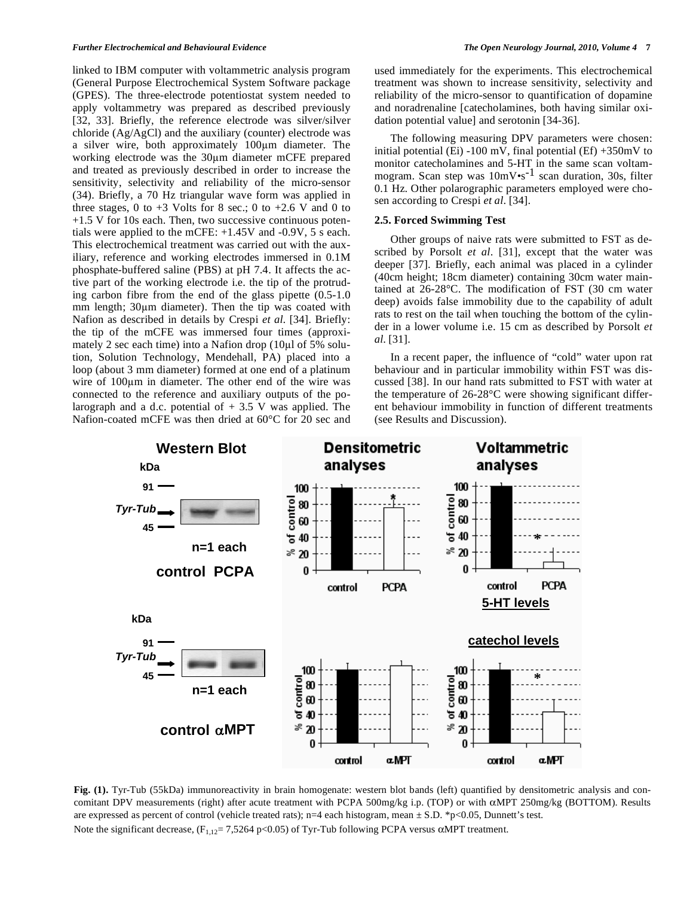linked to IBM computer with voltammetric analysis program (General Purpose Electrochemical System Software package (GPES). The three-electrode potentiostat system needed to apply voltammetry was prepared as described previously [32, 33]. Briefly, the reference electrode was silver/silver chloride (Ag/AgCl) and the auxiliary (counter) electrode was a silver wire, both approximately 100μm diameter. The working electrode was the 30μm diameter mCFE prepared and treated as previously described in order to increase the sensitivity, selectivity and reliability of the micro-sensor (34). Briefly, a 70 Hz triangular wave form was applied in three stages, 0 to +3 Volts for 8 sec.; 0 to +2.6 V and 0 to +1.5 V for 10s each. Then, two successive continuous potentials were applied to the mCFE: +1.45V and -0.9V, 5 s each. This electrochemical treatment was carried out with the auxiliary, reference and working electrodes immersed in 0.1M phosphate-buffered saline (PBS) at pH 7.4. It affects the active part of the working electrode i.e. the tip of the protruding carbon fibre from the end of the glass pipette (0.5-1.0 mm length; 30μm diameter). Then the tip was coated with Nafion as described in details by Crespi *et al.* [34]. Briefly: the tip of the mCFE was immersed four times (approximately 2 sec each time) into a Nafion drop (10μl of 5% solution, Solution Technology, Mendehall, PA) placed into a loop (about 3 mm diameter) formed at one end of a platinum wire of 100μm in diameter. The other end of the wire was connected to the reference and auxiliary outputs of the polarograph and a d.c. potential of + 3.5 V was applied. The Nafion-coated mCFE was then dried at 60°C for 20 sec and used immediately for the experiments. This electrochemical treatment was shown to increase sensitivity, selectivity and reliability of the micro-sensor to quantification of dopamine and noradrenaline [catecholamines, both having similar oxidation potential value] and serotonin [34-36].

The following measuring DPV parameters were chosen: initial potential (Ei) -100 mV, final potential (Ef) +350mV to monitor catecholamines and 5-HT in the same scan voltammogram. Scan step was $10 mV \cdot s^{-1}$ scan duration, 30s, filter 0.1 Hz. Other polarographic parameters employed were chosen according to Crespi *et al.* [34].

### 2.5. Forced Swimming Test

Other groups of naive rats were submitted to FST as described by Porsolt *et al.* [31], except that the water was deeper [37]. Briefly, each animal was placed in a cylinder (40cm height; 18cm diameter) containing 30cm water maintained at 26-28°C. The modification of FST (30 cm water deep) avoids false immobility due to the capability of adult rats to rest on the tail when touching the bottom of the cylinder in a lower volume i.e. 15 cm as described by Porsolt *et al.* [31].

In a recent paper, the influence of "cold" water upon rat behaviour and in particular immobility within FST was discussed [38]. In our hand rats submitted to FST with water at the temperature of 26-28°C were showing significant different behaviour immobility in function of different treatments (see Results and Discussion).

**Fig. (1).** Tyr-Tub (55kDa) immunoreactivity in brain homogenate: western blot bands (left) quantified by densitometric analysis and concomitant DPV measurements (right) after acute treatment with PCPA 500mg/kg i.p. (TOP) or with αMPT 250mg/kg (BOTTOM). Results are expressed as percent of control (vehicle treated rats); n=4 each histogram, mean ± S.D. *p<0.05, Dunnett's test.

Note the significant decrease, ($F_{1,12}$= 7,5264 p<0.05) of Tyr-Tub following PCPA versus αMPT treatment.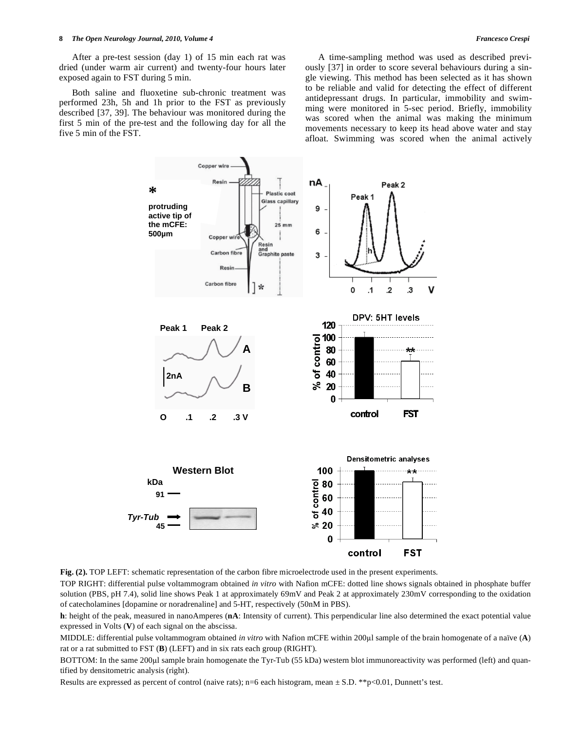After a pre-test session (day 1) of 15 min each rat was dried (under warm air current) and twenty-four hours later exposed again to FST during 5 min.

Both saline and fluoxetine sub-chronic treatment was performed 23h, 5h and 1h prior to the FST as previously described [37, 39]. The behaviour was monitored during the first 5 min of the pre-test and the following day for all the five 5 min of the FST.

A time-sampling method was used as described previously [37] in order to score several behaviours during a single viewing. This method has been selected as it has shown to be reliable and valid for detecting the effect of different antidepressant drugs. In particular, immobility and swimming were monitored in 5-sec period. Briefly, immobility was scored when the animal was making the minimum movements necessary to keep its head above water and stay afloat. Swimming was scored when the animal actively

**Fig. (2).** TOP LEFT: schematic representation of the carbon fibre microelectrode used in the present experiments.

TOP RIGHT: differential pulse voltammogram obtained *in vitro* with Nafion mCFE: dotted line shows signals obtained in phosphate buffer solution (PBS, pH 7.4), solid line shows Peak 1 at approximately 69mV and Peak 2 at approximately 230mV corresponding to the oxidation of catecholamines [dopamine or noradrenaline] and 5-HT, respectively (50nM in PBS).

**h**: height of the peak, measured in nanoAmperes (**nA**: Intensity of current). This perpendicular line also determined the exact potential value expressed in Volts (**V**) of each signal on the abscissa.

MIDDLE: differential pulse voltammogram obtained *in vitro* with Nafion mCFE within 200µl sample of the brain homogenate of a naïve (**A**) rat or a rat submitted to FST (**B**) (LEFT) and in six rats each group (RIGHT).

BOTTOM: In the same 200µl sample brain homogenate the Tyr-Tub (55 kDa) western blot immunoreactivity was performed (left) and quantified by densitometric analysis (right).

Results are expressed as percent of control (naive rats); n=6 each histogram, mean ± S.D. **p<0.01, Dunnett's test.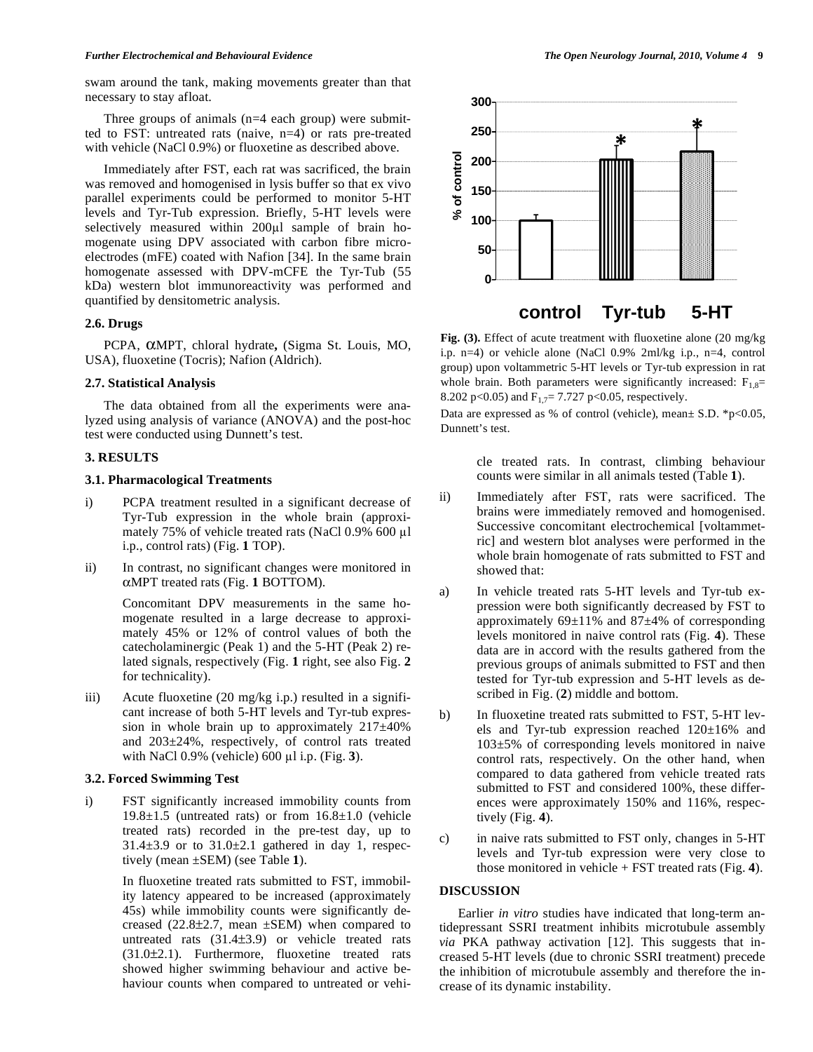swam around the tank, making movements greater than that necessary to stay afloat.

Three groups of animals (n=4 each group) were submitted to FST: untreated rats (naive, n=4) or rats pre-treated with vehicle (NaCl 0.9%) or fluoxetine as described above.

Immediately after FST, each rat was sacrificed, the brain was removed and homogenised in lysis buffer so that ex vivo parallel experiments could be performed to monitor 5-HT levels and Tyr-Tub expression. Briefly, 5-HT levels were selectively measured within 200µl sample of brain homogenate using DPV associated with carbon fibre microelectrodes (mFE) coated with Nafion [34]. In the same brain homogenate assessed with DPV-mCFE the Tyr-Tub (55 kDa) western blot immunoreactivity was performed and quantified by densitometric analysis.

### 2.6. Drugs

PCPA, αMPT, chloral hydrate**,** (Sigma St. Louis, MO, USA), fluoxetine (Tocris); Nafion (Aldrich).

### 2.7. Statistical Analysis

The data obtained from all the experiments were analyzed using analysis of variance (ANOVA) and the post-hoc test were conducted using Dunnett's test.

## 3. RESULTS

### 3.1. Pharmacological Treatments

i) PCPA treatment resulted in a significant decrease of Tyr-Tub expression in the whole brain (approximately 75% of vehicle treated rats (NaCl 0.9% 600 µl i.p., control rats) (Fig. **1** TOP).

ii) In contrast, no significant changes were monitored in αMPT treated rats (Fig. **1** BOTTOM).

Concomitant DPV measurements in the same homogenate resulted in a large decrease to approximately 45% or 12% of control values of both the catecholaminergic (Peak 1) and the 5-HT (Peak 2) related signals, respectively (Fig. **1** right, see also Fig. **2** for technicality).

iii) Acute fluoxetine (20 mg/kg i.p.) resulted in a significant increase of both 5-HT levels and Tyr-tub expression in whole brain up to approximately 217±40% and 203±24%, respectively, of control rats treated with NaCl 0.9% (vehicle) 600 µl i.p. (Fig. **3**).

### 3.2. Forced Swimming Test

i) FST significantly increased immobility counts from 19.8±1.5 (untreated rats) or from 16.8±1.0 (vehicle treated rats) recorded in the pre-test day, up to 31.4±3.9 or to 31.0±2.1 gathered in day 1, respectively (mean ±SEM) (see Table **1**).

In fluoxetine treated rats submitted to FST, immobility latency appeared to be increased (approximately 45s) while immobility counts were significantly decreased (22.8±2.7, mean ±SEM) when compared to untreated rats (31.4±3.9) or vehicle treated rats (31.0±2.1). Furthermore, fluoxetine treated rats showed higher swimming behaviour and active behaviour counts when compared to untreated or vehicle treated rats. In contrast, climbing behaviour counts were similar in all animals tested (Table **1**).

**Fig. (3).** Effect of acute treatment with fluoxetine alone (20 mg/kg i.p. n=4) or vehicle alone (NaCl 0.9% 2ml/kg i.p., n=4, control group) upon voltammetric 5-HT levels or Tyr-tub expression in rat whole brain. Both parameters were significantly increased: $F_{1,8}$= 8.202 $p<0.05$) and $F_{1,7}$= 7.727 $p<0.05$, respectively.

Data are expressed as % of control (vehicle), mean± S.D. *$p<0.05$, Dunnett's test.

ii) Immediately after FST, rats were sacrificed. The brains were immediately removed and homogenised. Successive concomitant electrochemical [voltammetric] and western blot analyses were performed in the whole brain homogenate of rats submitted to FST and showed that:

a) In vehicle treated rats 5-HT levels and Tyr-tub expression were both significantly decreased by FST to approximately 69±11% and 87±4% of corresponding levels monitored in naive control rats (Fig. **4**). These data are in accord with the results gathered from the previous groups of animals submitted to FST and then tested for Tyr-tub expression and 5-HT levels as described in Fig. (**2**) middle and bottom.

b) In fluoxetine treated rats submitted to FST, 5-HT levels and Tyr-tub expression reached 120±16% and 103±5% of corresponding levels monitored in naive control rats, respectively. On the other hand, when compared to data gathered from vehicle treated rats submitted to FST and considered 100%, these differences were approximately 150% and 116%, respectively (Fig. **4**).

c) in naive rats submitted to FST only, changes in 5-HT levels and Tyr-tub expression were very close to those monitored in vehicle + FST treated rats (Fig. **4**).

## DISCUSSION

Earlier *in vitro* studies have indicated that long-term antidepressant SSRI treatment inhibits microtubule assembly *via* PKA pathway activation [12]. This suggests that increased 5-HT levels (due to chronic SSRI treatment) precede the inhibition of microtubule assembly and therefore the increase of its dynamic instability.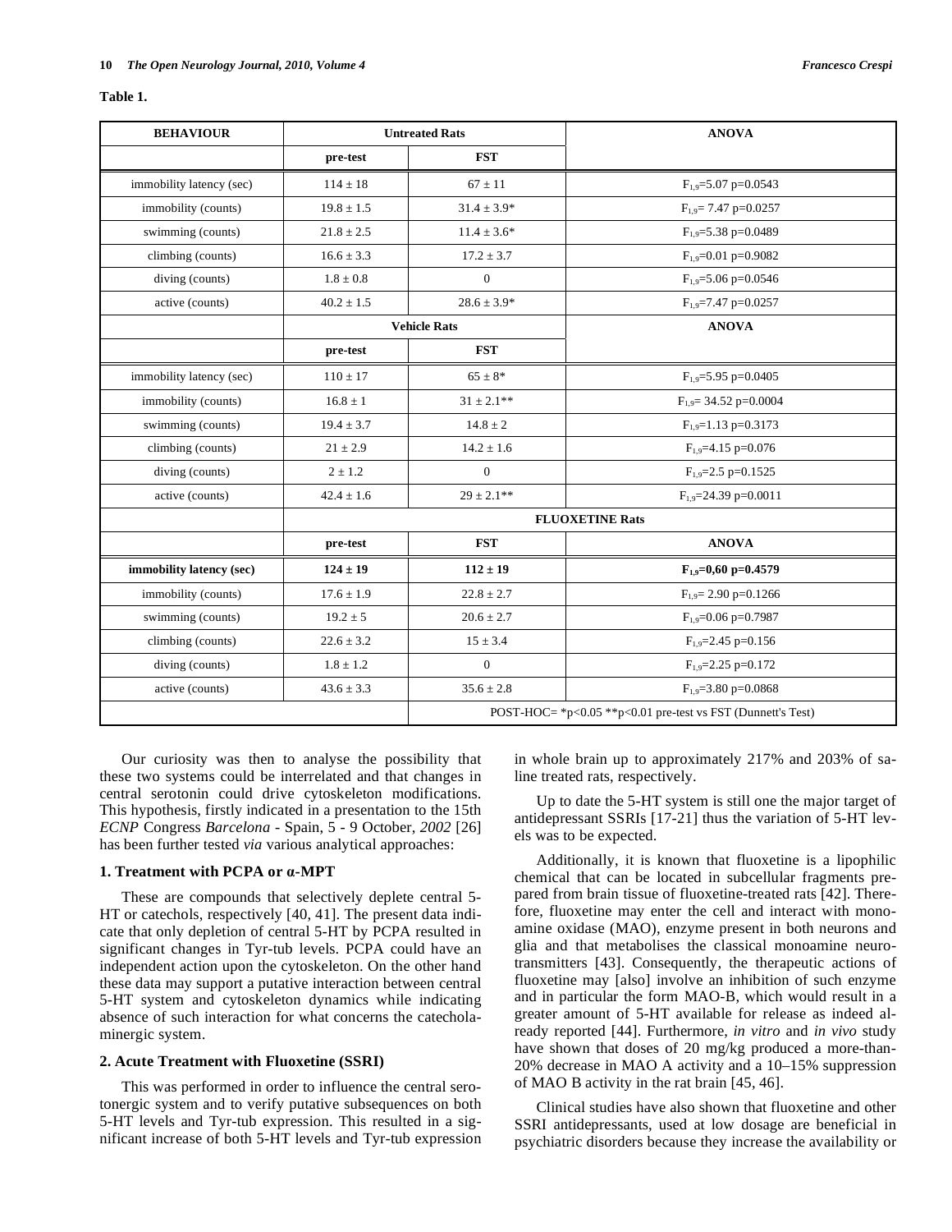**Table 1.**

| BEHAVIOUR | Untreated Rats | | ANOVA |
|---|---|---|---|
| | pre-test | FST | |
| immobility latency (sec) | 114 ± 18 | 67 ± 11 | $F_{1,9}$=5.07 p=0.0543 |
| immobility (counts) | 19.8 ± 1.5 | 31.4 ± 3.9* | $F_{1,9}$= 7.47 p=0.0257 |
| swimming (counts) | 21.8 ± 2.5 | 11.4 ± 3.6* | $F_{1,9}$=5.38 p=0.0489 |
| climbing (counts) | 16.6 ± 3.3 | 17.2 ± 3.7 | $F_{1,9}$=0.01 p=0.9082 |
| diving (counts) | 1.8 ± 0.8 | 0 | $F_{1,9}$=5.06 p=0.0546 |
| active (counts) | 40.2 ± 1.5 | 28.6 ± 3.9* | $F_{1,9}$=7.47 p=0.0257 |
| | **Vehicle Rats** | | **ANOVA** |
| | **pre-test** | **FST** | |
| immobility latency (sec) | 110 ± 17 | 65 ± 8* | $F_{1,9}$=5.95 p=0.0405 |
| immobility (counts) | 16.8 ± 1 | 31 ± 2.1** | $F_{1,9}$= 34.52 p=0.0004 |
| swimming (counts) | 19.4 ± 3.7 | 14.8 ± 2 | $F_{1,9}$=1.13 p=0.3173 |
| climbing (counts) | 21 ± 2.9 | 14.2 ± 1.6 | $F_{1,9}$=4.15 p=0.076 |
| diving (counts) | 2 ± 1.2 | 0 | $F_{1,9}$=2.5 p=0.1525 |
| active (counts) | 42.4 ± 1.6 | 29 ± 2.1** | $F_{1,9}$=24.39 p=0.0011 |
| | **FLUOXETINE Rats** | | |
| | **pre-test** | **FST** | **ANOVA** |
| **immobility latency (sec)** | **124 ± 19** | **112 ± 19** | **$F_{1,9}$=0,60 p=0.4579** |
| immobility (counts) | 17.6 ± 1.9 | 22.8 ± 2.7 | $F_{1,9}$= 2.90 p=0.1266 |
| swimming (counts) | 19.2 ± 5 | 20.6 ± 2.7 | $F_{1,9}$=0.06 p=0.7987 |
| climbing (counts) | 22.6 ± 3.2 | 15 ± 3.4 | $F_{1,9}$=2.45 p=0.156 |
| diving (counts) | 1.8 ± 1.2 | 0 | $F_{1,9}$=2.25 p=0.172 |
| active (counts) | 43.6 ± 3.3 | 35.6 ± 2.8 | $F_{1,9}$=3.80 p=0.0868 |
| | | POST-HOC= *p<0.05 **p<0.01 pre-test vs FST (Dunnett's Test) | |

Our curiosity was then to analyse the possibility that these two systems could be interrelated and that changes in central serotonin could drive cytoskeleton modifications. This hypothesis, firstly indicated in a presentation to the 15th *ECNP* Congress *Barcelona* - Spain, 5 - 9 October, *2002* [26] has been further tested *via* various analytical approaches:

### 1. Treatment with PCPA or α-MPT

These are compounds that selectively deplete central 5-HT or catechols, respectively [40, 41]. The present data indicate that only depletion of central 5-HT by PCPA resulted in significant changes in Tyr-tub levels. PCPA could have an independent action upon the cytoskeleton. On the other hand these data may support a putative interaction between central 5-HT system and cytoskeleton dynamics while indicating absence of such interaction for what concerns the catecholaminergic system.

### 2. Acute Treatment with Fluoxetine (SSRI)

This was performed in order to influence the central serotonergic system and to verify putative subsequences on both 5-HT levels and Tyr-tub expression. This resulted in a significant increase of both 5-HT levels and Tyr-tub expression in whole brain up to approximately 217% and 203% of saline treated rats, respectively.

Up to date the 5-HT system is still one the major target of antidepressant SSRIs [17-21] thus the variation of 5-HT levels was to be expected.

Additionally, it is known that fluoxetine is a lipophilic chemical that can be located in subcellular fragments prepared from brain tissue of fluoxetine-treated rats [42]. Therefore, fluoxetine may enter the cell and interact with monoamine oxidase (MAO), enzyme present in both neurons and glia and that metabolises the classical monoamine neurotransmitters [43]. Consequently, the therapeutic actions of fluoxetine may [also] involve an inhibition of such enzyme and in particular the form MAO-B, which would result in a greater amount of 5-HT available for release as indeed already reported [44]. Furthermore, *in vitro* and *in vivo* study have shown that doses of 20 mg/kg produced a more-than-20% decrease in MAO A activity and a 10–15% suppression of MAO B activity in the rat brain [45, 46].

Clinical studies have also shown that fluoxetine and other SSRI antidepressants, used at low dosage are beneficial in psychiatric disorders because they increase the availability or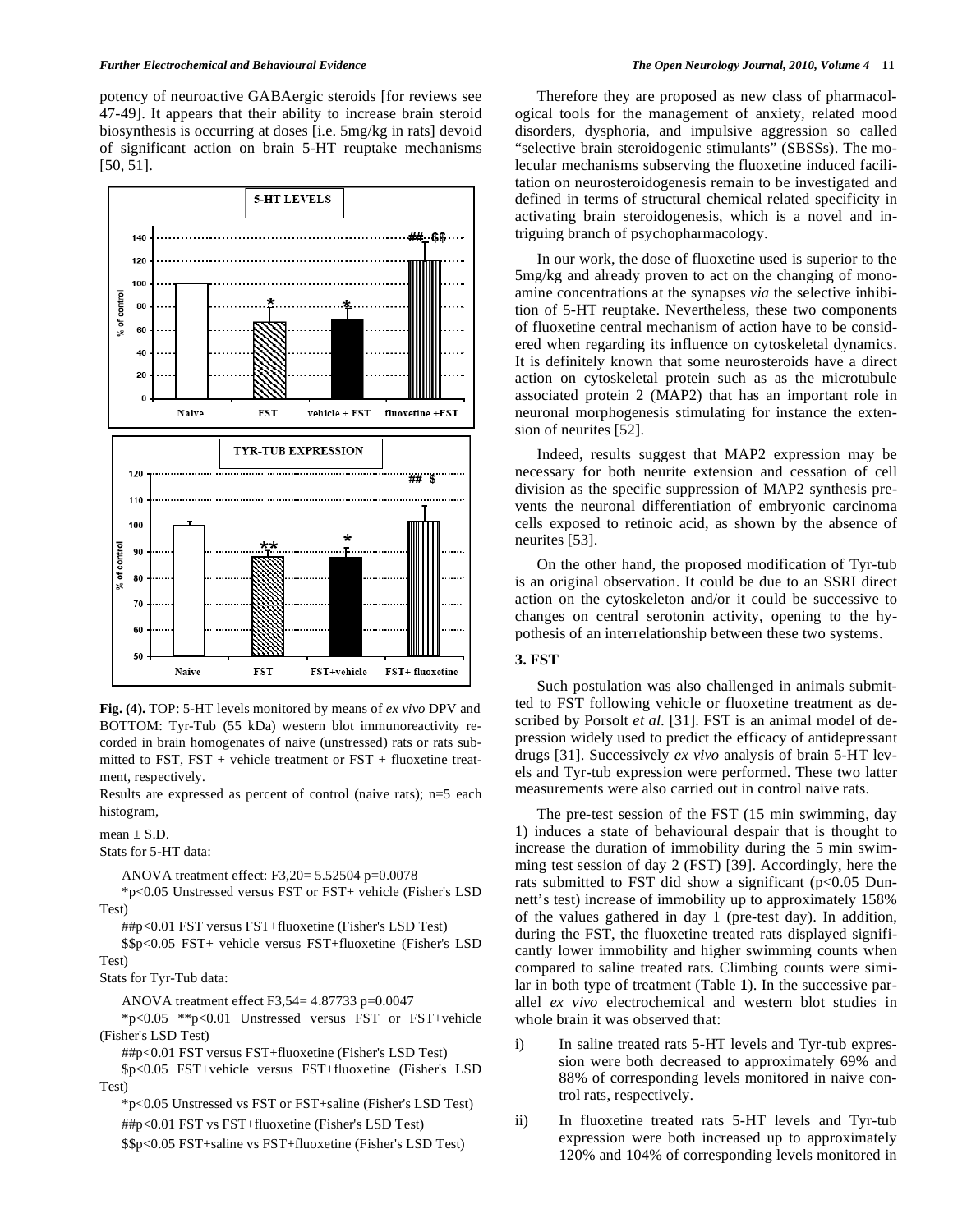potency of neuroactive GABAergic steroids [for reviews see 47-49]. It appears that their ability to increase brain steroid biosynthesis is occurring at doses [i.e. 5mg/kg in rats] devoid of significant action on brain 5-HT reuptake mechanisms [50, 51].

**Fig. (4).** TOP: 5-HT levels monitored by means of *ex vivo* DPV and BOTTOM: Tyr-Tub (55 kDa) western blot immunoreactivity recorded in brain homogenates of naive (unstressed) rats or rats submitted to FST, FST + vehicle treatment or FST + fluoxetine treatment, respectively.

Results are expressed as percent of control (naive rats); n=5 each histogram,

mean ± S.D.

Stats for 5-HT data:

ANOVA treatment effect: $F_{3,20}= 5.52504$ $p=0.0078$

*$p<0.05$ Unstressed versus FST or FST+ vehicle (Fisher's LSD Test)

##$p<0.01$ FST versus FST+fluoxetine (Fisher's LSD Test)

$$$p<0.05$ FST+ vehicle versus FST+fluoxetine (Fisher's LSD Test)

Stats for Tyr-Tub data:

ANOVA treatment effect $F_{3,54}= 4.87733$ $p=0.0047$

*$p<0.05$ **$p<0.01$ Unstressed versus FST or FST+vehicle (Fisher's LSD Test)

##$p<0.01$ FST versus FST+fluoxetine (Fisher's LSD Test)

$$p<0.05$ FST+vehicle versus FST+fluoxetine (Fisher's LSD Test)

*$p<0.05$ Unstressed vs FST or FST+saline (Fisher's LSD Test)

##$p<0.01$ FST vs FST+fluoxetine (Fisher's LSD Test)

$$$p<0.05$ FST+saline vs FST+fluoxetine (Fisher's LSD Test)

Therefore they are proposed as new class of pharmacological tools for the management of anxiety, related mood disorders, dysphoria, and impulsive aggression so called "selective brain steroidogenic stimulants" (SBSSs). The molecular mechanisms subserving the fluoxetine induced facilitation on neurosteroidogenesis remain to be investigated and defined in terms of structural chemical related specificity in activating brain steroidogenesis, which is a novel and intriguing branch of psychopharmacology.

In our work, the dose of fluoxetine used is superior to the 5mg/kg and already proven to act on the changing of monoamine concentrations at the synapses *via* the selective inhibition of 5-HT reuptake. Nevertheless, these two components of fluoxetine central mechanism of action have to be considered when regarding its influence on cytoskeletal dynamics. It is definitely known that some neurosteroids have a direct action on cytoskeletal protein such as as the microtubule associated protein 2 (MAP2) that has an important role in neuronal morphogenesis stimulating for instance the extension of neurites [52].

Indeed, results suggest that MAP2 expression may be necessary for both neurite extension and cessation of cell division as the specific suppression of MAP2 synthesis prevents the neuronal differentiation of embryonic carcinoma cells exposed to retinoic acid, as shown by the absence of neurites [53].

On the other hand, the proposed modification of Tyr-tub is an original observation. It could be due to an SSRI direct action on the cytoskeleton and/or it could be successive to changes on central serotonin activity, opening to the hypothesis of an interrelationship between these two systems.

### 3. FST

Such postulation was also challenged in animals submitted to FST following vehicle or fluoxetine treatment as described by Porsolt *et al.* [31]. FST is an animal model of depression widely used to predict the efficacy of antidepressant drugs [31]. Successively *ex vivo* analysis of brain 5-HT levels and Tyr-tub expression were performed. These two latter measurements were also carried out in control naive rats.

The pre-test session of the FST (15 min swimming, day 1) induces a state of behavioural despair that is thought to increase the duration of immobility during the 5 min swimming test session of day 2 (FST) [39]. Accordingly, here the rats submitted to FST did show a significant ($p<0.05$ Dunnett's test) increase of immobility up to approximately 158% of the values gathered in day 1 (pre-test day). In addition, during the FST, the fluoxetine treated rats displayed significantly lower immobility and higher swimming counts when compared to saline treated rats. Climbing counts were similar in both type of treatment (Table **1**). In the successive parallel *ex vivo* electrochemical and western blot studies in whole brain it was observed that:

i) In saline treated rats 5-HT levels and Tyr-tub expression were both decreased to approximately 69% and 88% of corresponding levels monitored in naive control rats, respectively.

ii) In fluoxetine treated rats 5-HT levels and Tyr-tub expression were both increased up to approximately 120% and 104% of corresponding levels monitored in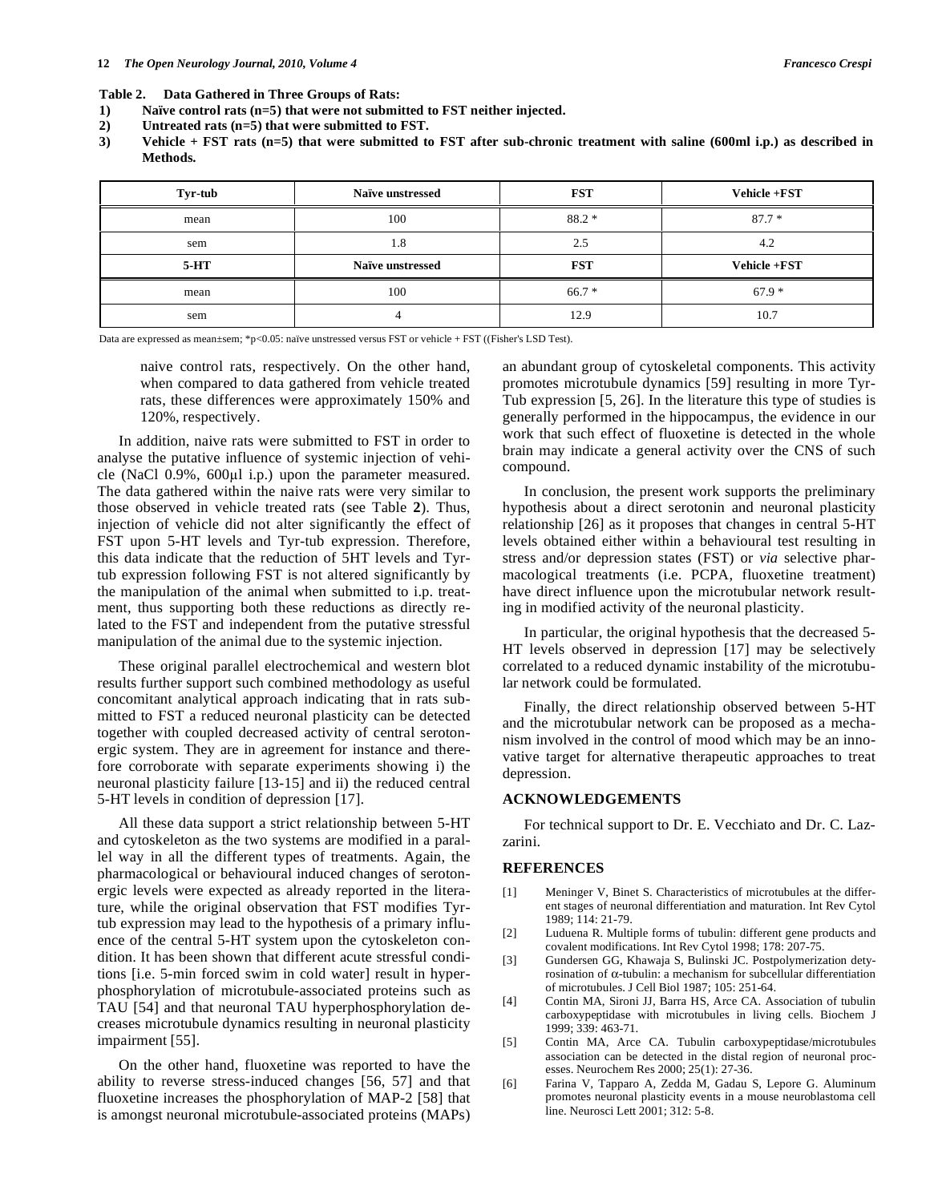**Table 2. Data Gathered in Three Groups of Rats:**

1) **Naïve control rats (n=5) that were not submitted to FST neither injected.**
2) **Untreated rats (n=5) that were submitted to FST.**
3) **Vehicle + FST rats (n=5) that were submitted to FST after sub-chronic treatment with saline (600ml i.p.) as described in Methods.**

| Tyr-tub | Naïve unstressed | FST | Vehicle +FST |
|---|---|---|---|
| mean | 100 | 88.2 * | 87.7 * |
| sem | 1.8 | 2.5 | 4.2 |
| **5-HT** | **Naïve unstressed** | **FST** | **Vehicle +FST** |
| mean | 100 | 66.7 * | 67.9 * |
| sem | 4 | 12.9 | 10.7 |

Data are expressed as mean±sem; *p<0.05: naïve unstressed versus FST or vehicle + FST ((Fisher's LSD Test).

naive control rats, respectively. On the other hand, when compared to data gathered from vehicle treated rats, these differences were approximately 150% and 120%, respectively.

In addition, naive rats were submitted to FST in order to analyse the putative influence of systemic injection of vehicle (NaCl 0.9%, 600µl i.p.) upon the parameter measured. The data gathered within the naive rats were very similar to those observed in vehicle treated rats (see Table **2**). Thus, injection of vehicle did not alter significantly the effect of FST upon 5-HT levels and Tyr-tub expression. Therefore, this data indicate that the reduction of 5HT levels and Tyr-tub expression following FST is not altered significantly by the manipulation of the animal when submitted to i.p. treatment, thus supporting both these reductions as directly related to the FST and independent from the putative stressful manipulation of the animal due to the systemic injection.

These original parallel electrochemical and western blot results further support such combined methodology as useful concomitant analytical approach indicating that in rats submitted to FST a reduced neuronal plasticity can be detected together with coupled decreased activity of central serotonergic system. They are in agreement for instance and therefore corroborate with separate experiments showing i) the neuronal plasticity failure [13-15] and ii) the reduced central 5-HT levels in condition of depression [17].

All these data support a strict relationship between 5-HT and cytoskeleton as the two systems are modified in a parallel way in all the different types of treatments. Again, the pharmacological or behavioural induced changes of serotonergic levels were expected as already reported in the literature, while the original observation that FST modifies Tyr-tub expression may lead to the hypothesis of a primary influence of the central 5-HT system upon the cytoskeleton condition. It has been shown that different acute stressful conditions [i.e. 5-min forced swim in cold water] result in hyperphosphorylation of microtubule-associated proteins such as TAU [54] and that neuronal TAU hyperphosphorylation decreases microtubule dynamics resulting in neuronal plasticity impairment [55].

On the other hand, fluoxetine was reported to have the ability to reverse stress-induced changes [56, 57] and that fluoxetine increases the phosphorylation of MAP-2 [58] that is amongst neuronal microtubule-associated proteins (MAPs) an abundant group of cytoskeletal components. This activity promotes microtubule dynamics [59] resulting in more Tyr-Tub expression [5, 26]. In the literature this type of studies is generally performed in the hippocampus, the evidence in our work that such effect of fluoxetine is detected in the whole brain may indicate a general activity over the CNS of such compound.

In conclusion, the present work supports the preliminary hypothesis about a direct serotonin and neuronal plasticity relationship [26] as it proposes that changes in central 5-HT levels obtained either within a behavioural test resulting in stress and/or depression states (FST) or *via* selective pharmacological treatments (i.e. PCPA, fluoxetine treatment) have direct influence upon the microtubular network resulting in modified activity of the neuronal plasticity.

In particular, the original hypothesis that the decreased 5-HT levels observed in depression [17] may be selectively correlated to a reduced dynamic instability of the microtubular network could be formulated.

Finally, the direct relationship observed between 5-HT and the microtubular network can be proposed as a mechanism involved in the control of mood which may be an innovative target for alternative therapeutic approaches to treat depression.

## ACKNOWLEDGEMENTS

For technical support to Dr. E. Vecchiato and Dr. C. Lazzarini.

## REFERENCES

[1] Meninger V, Binet S. Characteristics of microtubules at the different stages of neuronal differentiation and maturation. Int Rev Cytol 1989; 114: 21-79.

[2] Luduena R. Multiple forms of tubulin: different gene products and covalent modifications. Int Rev Cytol 1998; 178: 207-75.

[3] Gundersen GG, Khawaja S, Bulinski JC. Postpolymerization detyrosination of α-tubulin: a mechanism for subcellular differentiation of microtubules. J Cell Biol 1987; 105: 251-64.

[4] Contin MA, Sironi JJ, Barra HS, Arce CA. Association of tubulin carboxypeptidase with microtubules in living cells. Biochem J 1999; 339: 463-71.

[5] Contin MA, Arce CA. Tubulin carboxypeptidase/microtubules association can be detected in the distal region of neuronal processes. Neurochem Res 2000; 25(1): 27-36.

[6] Farina V, Tapparo A, Zedda M, Gadau S, Lepore G. Aluminum promotes neuronal plasticity events in a mouse neuroblastoma cell line. Neurosci Lett 2001; 312: 5-8.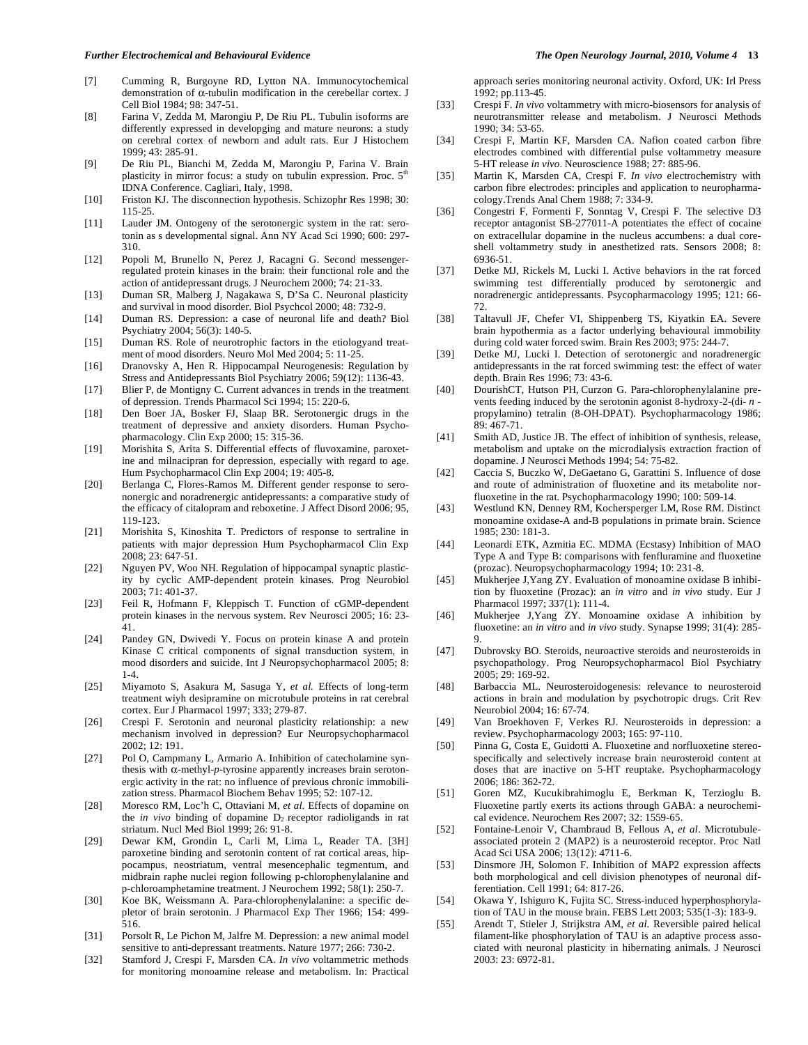[7] Cumming R, Burgoyne RD, Lytton NA. Immunocytochemical demonstration of $\alpha$-tubulin modification in the cerebellar cortex. J Cell Biol 1984; 98: 347-51.

[8] Farina V, Zedda M, Marongiu P, De Riu PL. Tubulin isoforms are differently expressed in developging and mature neurons: a study on cerebral cortex of newborn and adult rats. Eur J Histochem 1999; 43: 285-91.

[9] De Riu PL, Bianchi M, Zedda M, Marongiu P, Farina V. Brain plasticity in mirror focus: a study on tubulin expression. Proc. 5$^{th}$ IDNA Conference. Cagliari, Italy, 1998.

[10] Friston KJ. The disconnection hypothesis. Schizophr Res 1998; 30: 115-25.

[11] Lauder JM. Ontogeny of the serotonergic system in the rat: serotonin as s developmental signal. Ann NY Acad Sci 1990; 600: 297-310.

[12] Popoli M, Brunello N, Perez J, Racagni G. Second messenger-regulated protein kinases in the brain: their functional role and the action of antidepressant drugs. J Neurochem 2000; 74: 21-33.

[13] Duman SR, Malberg J, Nagakawa S, D'Sa C. Neuronal plasticity and survival in mood disorder. Biol Psychcol 2000; 48: 732-9.

[14] Duman RS. Depression: a case of neuronal life and death? Biol Psychiatry 2004; 56(3): 140-5.

[15] Duman RS. Role of neurotrophic factors in the etiologyand treatment of mood disorders. Neuro Mol Med 2004; 5: 11-25.

[16] Dranovsky A, Hen R. Hippocampal Neurogenesis: Regulation by Stress and Antidepressants Biol Psychiatry 2006; 59(12): 1136-43.

[17] Blier P, de Montigny C. Current advances in trends in the treatment of depression. Trends Pharmacol Sci 1994; 15: 220-6.

[18] Den Boer JA, Bosker FJ, Slaap BR. Serotonergic drugs in the treatment of depressive and anxiety disorders. Human Psychopharmacology. Clin Exp 2000; 15: 315-36.

[19] Morishita S, Arita S. Differential effects of fluvoxamine, paroxetine and milnacipran for depression, especially with regard to age. Hum Psychopharmacol Clin Exp 2004; 19: 405-8.

[20] Berlanga C, Flores-Ramos M. Different gender response to seronergic and noradrenergic antidepressants: a comparative study of the efficacy of citalopram and reboxetine. J Affect Disord 2006; 95, 119-123.

[21] Morishita S, Kinoshita T. Predictors of response to sertraline in patients with major depression Hum Psychopharmacol Clin Exp 2008; 23: 647-51.

[22] Nguyen PV, Woo NH. Regulation of hippocampal synaptic plasticity by cyclic AMP-dependent protein kinases. Prog Neurobiol 2003; 71: 401-37.

[23] Feil R, Hofmann F, Kleppisch T. Function of cGMP-dependent protein kinases in the nervous system. Rev Neurosci 2005; 16: 23-41.

[24] Pandey GN, Dwivedi Y. Focus on protein kinase A and protein Kinase C critical components of signal transduction system, in mood disorders and suicide. Int J Neuropsychopharmacol 2005; 8: 1-4.

[25] Miyamoto S, Asakura M, Sasuga Y, *et al.* Effects of long-term treatment wiyh desipramine on microtubule proteins in rat cerebral cortex. Eur J Pharmacol 1997; 333; 279-87.

[26] Crespi F. Serotonin and neuronal plasticity relationship: a new mechanism involved in depression? Eur Neuropsychopharmacol 2002; 12: 191.

[27] Pol O, Campmany L, Armario A. Inhibition of catecholamine synthesis with $\alpha$-methyl-*p*-tyrosine apparently increases brain serotonergic activity in the rat: no influence of previous chronic immobilization stress. Pharmacol Biochem Behav 1995; 52: 107-12.

[28] Moresco RM, Loc'h C, Ottaviani M, *et al.* Effects of dopamine on the *in vivo* binding of dopamine $D_2$ receptor radioligands in rat striatum. Nucl Med Biol 1999; 26: 91-8.

[29] Dewar KM, Grondin L, Carli M, Lima L, Reader TA. [3H] paroxetine binding and serotonin content of rat cortical areas, hippocampus, neostriatum, ventral mesencephalic tegmentum, and midbrain raphe nuclei region following p-chlorophenylalanine and p-chloroamphetamine treatment. J Neurochem 1992; 58(1): 250-7.

[30] Koe BK, Weissmann A. Para-chlorophenylalanine: a specific depletor of brain serotonin. J Pharmacol Exp Ther 1966; 154: 499-516.

[31] Porsolt R, Le Pichon M, Jalfre M. Depression: a new animal model sensitive to anti-depressant treatments. Nature 1977; 266: 730-2.

[32] Stamford J, Crespi F, Marsden CA. *In vivo* voltammetric methods for monitoring monoamine release and metabolism. In: Practical approach series monitoring neuronal activity. Oxford, UK: Irl Press 1992; pp.113-45.

[33] Crespi F. *In vivo* voltammetry with micro-biosensors for analysis of neurotransmitter release and metabolism. J Neurosci Methods 1990; 34: 53-65.

[34] Crespi F, Martin KF, Marsden CA. Nafion coated carbon fibre electrodes combined with differential pulse voltammetry measure 5-HT release *in vivo*. Neuroscience 1988; 27: 885-96.

[35] Martin K, Marsden CA, Crespi F. *In vivo* electrochemistry with carbon fibre electrodes: principles and application to neuropharmacology.Trends Anal Chem 1988; 7: 334-9.

[36] Congestri F, Formenti F, Sonntag V, Crespi F. The selective D3 receptor antagonist SB-277011-A potentiates the effect of cocaine on extracellular dopamine in the nucleus accumbens: a dual core-shell voltammetry study in anesthetized rats. Sensors 2008; 8: 6936-51.

[37] Detke MJ, Rickels M, Lucki I. Active behaviors in the rat forced swimming test differentially produced by serotonergic and noradrenergic antidepressants. Psycopharmacology 1995; 121: 66-72.

[38] Taltavull JF, Chefer VI, Shippenberg TS, Kiyatkin EA. Severe brain hypothermia as a factor underlying behavioural immobility during cold water forced swim. Brain Res 2003; 975: 244-7.

[39] Detke MJ, Lucki I. Detection of serotonergic and noradrenergic antidepressants in the rat forced swimming test: the effect of water depth. Brain Res 1996; 73: 43-6.

[40] DourishCT, Hutson PH, Curzon G. Para-chlorophenylalanine prevents feeding induced by the serotonin agonist 8-hydroxy-2-(di- *n* -propylamino) tetralin (8-OH-DPAT). Psychopharmacology 1986; 89: 467-71.

[41] Smith AD, Justice JB. The effect of inhibition of synthesis, release, metabolism and uptake on the microdialysis extraction fraction of dopamine. J Neurosci Methods 1994; 54: 75-82.

[42] Caccia S, Buczko W, DeGaetano G, Garattini S. Influence of dose and route of administration of fluoxetine and its metabolite norfluoxetine in the rat. Psychopharmacology 1990; 100: 509-14.

[43] Westlund KN, Denney RM, Kochersperger LM, Rose RM. Distinct monoamine oxidase-A and-B populations in primate brain. Science 1985; 230: 181-3.

[44] Leonardi ETK, Azmitia EC. MDMA (Ecstasy) Inhibition of MAO Type A and Type B: comparisons with fenfluramine and fluoxetine (prozac). Neuropsychopharmacology 1994; 10: 231-8.

[45] Mukherjee J,Yang ZY. Evaluation of monoamine oxidase B inhibition by fluoxetine (Prozac): an *in vitro* and *in vivo* study. Eur J Pharmacol 1997; 337(1): 111-4.

[46] Mukherjee J,Yang ZY. Monoamine oxidase A inhibition by fluoxetine: an *in vitro* and *in vivo* study. Synapse 1999; 31(4): 285-9.

[47] Dubrovsky BO. Steroids, neuroactive steroids and neurosteroids in psychopathology. Prog Neuropsychopharmacol Biol Psychiatry 2005; 29: 169-92.

[48] Barbaccia ML. Neurosteroidogenesis: relevance to neurosteroid actions in brain and modulation by psychotropic drugs. Crit Rev Neurobiol 2004; 16: 67-74.

[49] Van Broekhoven F, Verkes RJ. Neurosteroids in depression: a review. Psychopharmacology 2003; 165: 97-110.

[50] Pinna G, Costa E, Guidotti A. Fluoxetine and norfluoxetine stereospecifically and selectively increase brain neurosteroid content at doses that are inactive on 5-HT reuptake. Psychopharmacology 2006; 186: 362-72.

[51] Goren MZ, Kucukibrahimoglu E, Berkman K, Terzioglu B. Fluoxetine partly exerts its actions through GABA: a neurochemical evidence. Neurochem Res 2007; 32: 1559-65.

[52] Fontaine-Lenoir V, Chambraud B, Fellous A, *et al*. Microtubule-associated protein 2 (MAP2) is a neurosteroid receptor. Proc Natl Acad Sci USA 2006; 13(12): 4711-6.

[53] Dinsmore JH, Solomon F. Inhibition of MAP2 expression affects both morphological and cell division phenotypes of neuronal differentiation. Cell 1991; 64: 817-26.

[54] Okawa Y, Ishiguro K, Fujita SC. Stress-induced hyperphosphorylation of TAU in the mouse brain. FEBS Lett 2003; 535(1-3): 183-9.

[55] Arendt T, Stieler J, Strijkstra AM, *et al.* Reversible paired helical filament-like phosphorylation of TAU is an adaptive process associated with neuronal plasticity in hibernating animals. J Neurosci 2003: 23: 6972-81.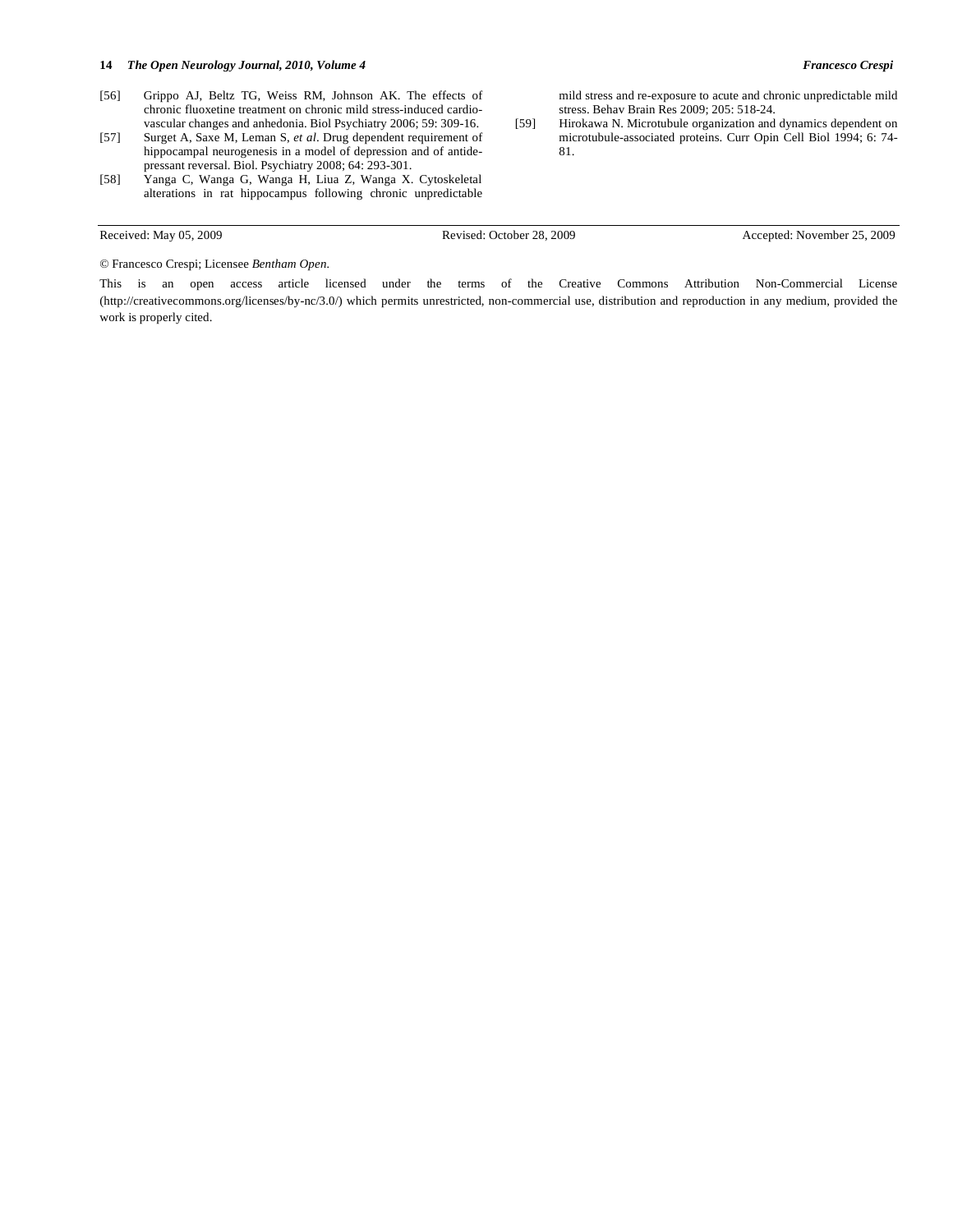[56] Grippo AJ, Beltz TG, Weiss RM, Johnson AK. The effects of chronic fluoxetine treatment on chronic mild stress-induced cardiovascular changes and anhedonia. Biol Psychiatry 2006; 59: 309-16.

[57] Surget A, Saxe M, Leman S, *et al*. Drug dependent requirement of hippocampal neurogenesis in a model of depression and of antidepressant reversal. Biol. Psychiatry 2008; 64: 293-301.

[58] Yanga C, Wanga G, Wanga H, Liua Z, Wanga X. Cytoskeletal alterations in rat hippocampus following chronic unpredictable mild stress and re-exposure to acute and chronic unpredictable mild stress. Behav Brain Res 2009; 205: 518-24.

[59] Hirokawa N. Microtubule organization and dynamics dependent on microtubule-associated proteins. Curr Opin Cell Biol 1994; 6: 74-81.

Received: May 05, 2009 Revised: October 28, 2009 Accepted: November 25, 2009

© Francesco Crespi; Licensee *Bentham Open*.

This is an open access article licensed under the terms of the Creative Commons Attribution Non-Commercial License (http://creativecommons.org/licenses/by-nc/3.0/) which permits unrestricted, non-commercial use, distribution and reproduction in any medium, provided the work is properly cited.